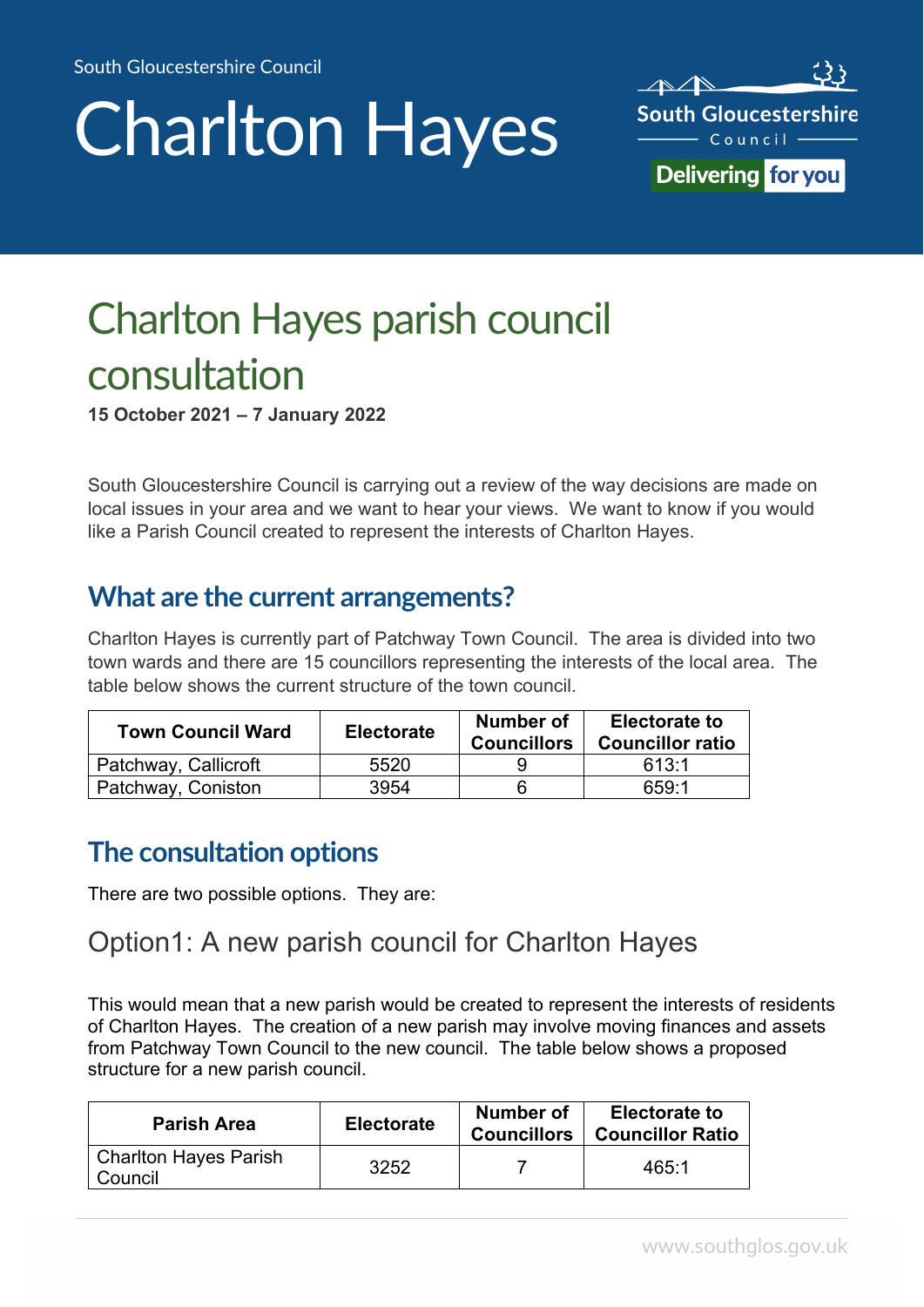South Gloucestershire Council

# Charlton Hayes

## Charlton Hayes parish council consultation

**15 October 2021 – 7 January 2022**

South Gloucestershire Council is carrying out a review of the way decisions are made on local issues in your area and we want to hear your views. We want to know if you would like a Parish Council created to represent the interests of Charlton Hayes.

## What are the current arrangements?

Charlton Hayes is currently part of Patchway Town Council. The area is divided into two town wards and there are 15 councillors representing the interests of the local area. The table below shows the current structure of the town council.

| Town Council Ward | Electorate | Number of Councillors | Electorate to Councillor ratio |
|---|---|---|---|
| Patchway, Callicroft | 5520 | 9 | 613:1 |
| Patchway, Coniston | 3954 | 6 | 659:1 |

## The consultation options

There are two possible options. They are:

### Option1: A new parish council for Charlton Hayes

This would mean that a new parish would be created to represent the interests of residents of Charlton Hayes. The creation of a new parish may involve moving finances and assets from Patchway Town Council to the new council. The table below shows a proposed structure for a new parish council.

| Parish Area | Electorate | Number of Councillors | Electorate to Councillor Ratio |
|---|---|---|---|
| Charlton Hayes Parish Council | 3252 | 7 | 465:1 |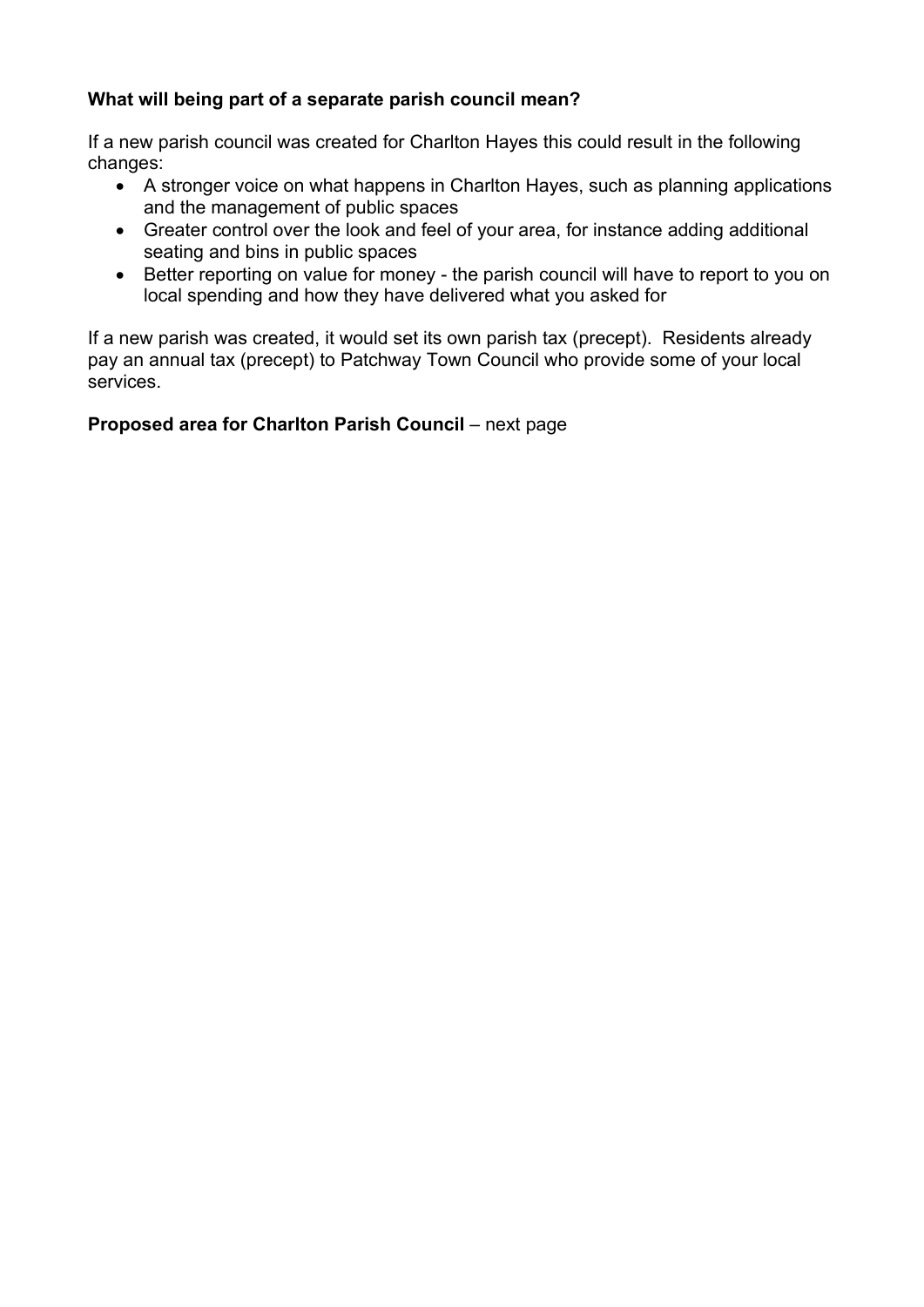**What will being part of a separate parish council mean?**

If a new parish council was created for Charlton Hayes this could result in the following changes:

- A stronger voice on what happens in Charlton Hayes, such as planning applications and the management of public spaces
- Greater control over the look and feel of your area, for instance adding additional seating and bins in public spaces
- Better reporting on value for money - the parish council will have to report to you on local spending and how they have delivered what you asked for

If a new parish was created, it would set its own parish tax (precept). Residents already pay an annual tax (precept) to Patchway Town Council who provide some of your local services.

**Proposed area for Charlton Parish Council** – next page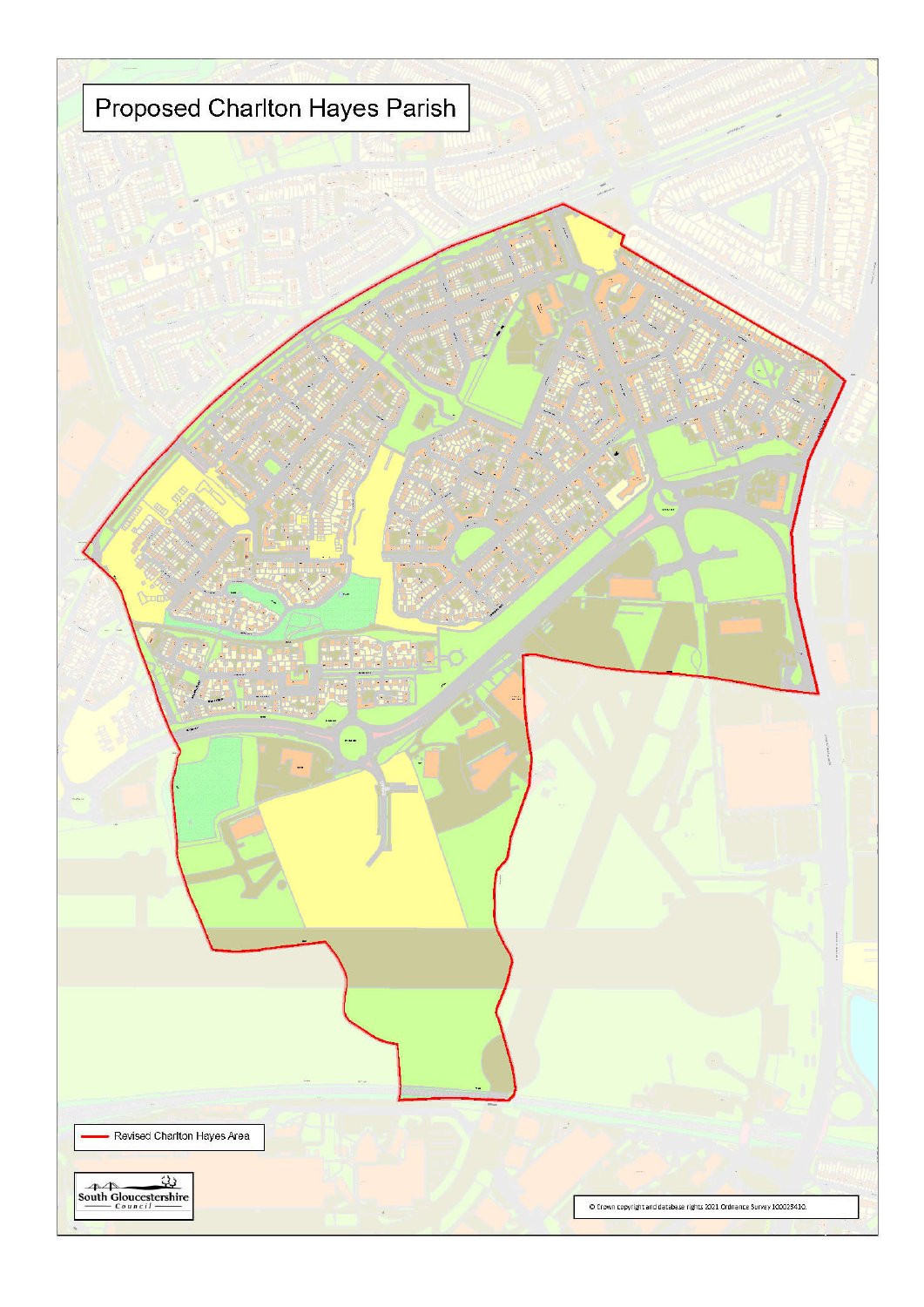# Proposed Charlton Hayes Parish

Revised Charlton Hayes Area

South Gloucestershire Council

© Crown copyright and database rights 2021 Ordnance Survey 100023410.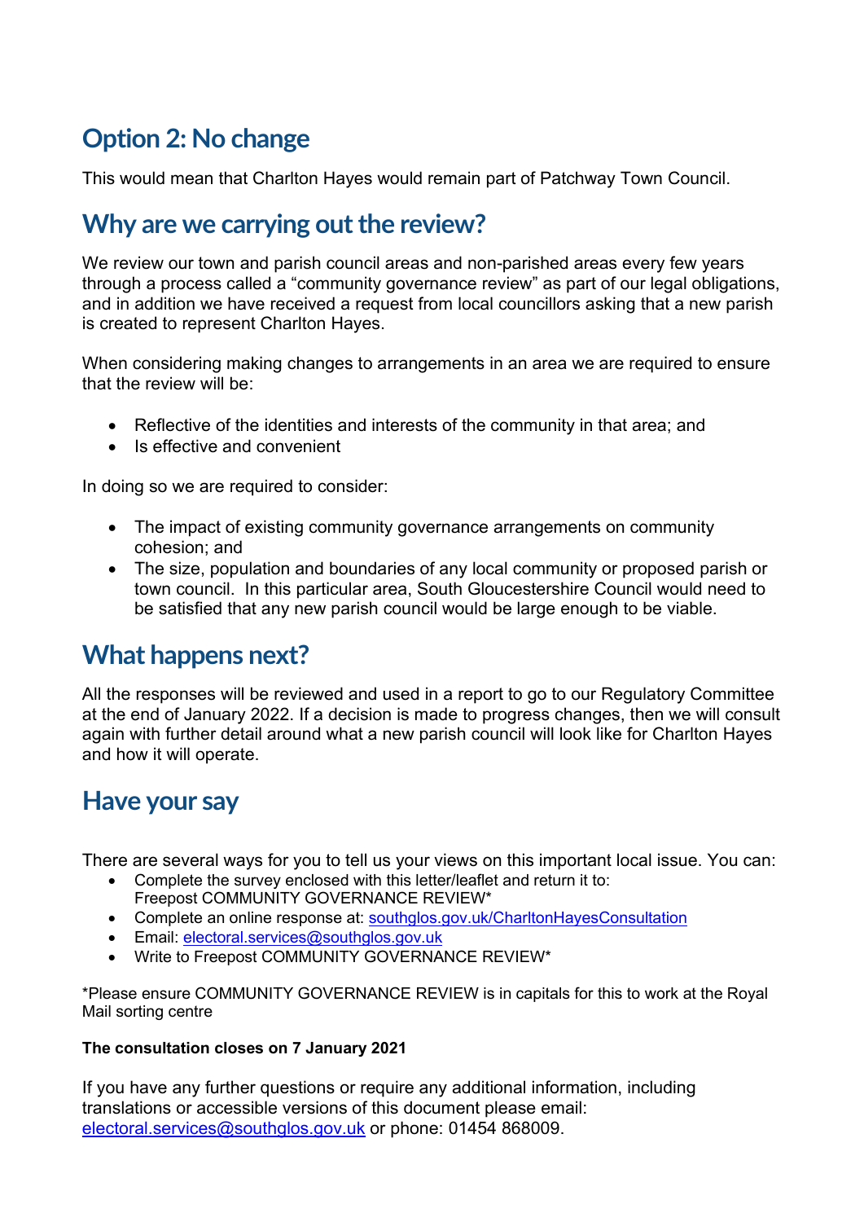## Option 2: No change

This would mean that Charlton Hayes would remain part of Patchway Town Council.

## Why are we carrying out the review?

We review our town and parish council areas and non-parished areas every few years through a process called a "community governance review" as part of our legal obligations, and in addition we have received a request from local councillors asking that a new parish is created to represent Charlton Hayes.

When considering making changes to arrangements in an area we are required to ensure that the review will be:

- Reflective of the identities and interests of the community in that area; and
- Is effective and convenient

In doing so we are required to consider:

- The impact of existing community governance arrangements on community cohesion; and
- The size, population and boundaries of any local community or proposed parish or town council. In this particular area, South Gloucestershire Council would need to be satisfied that any new parish council would be large enough to be viable.

## What happens next?

All the responses will be reviewed and used in a report to go to our Regulatory Committee at the end of January 2022. If a decision is made to progress changes, then we will consult again with further detail around what a new parish council will look like for Charlton Hayes and how it will operate.

## Have your say

There are several ways for you to tell us your views on this important local issue. You can:

- Complete the survey enclosed with this letter/leaflet and return it to: Freepost COMMUNITY GOVERNANCE REVIEW*
- Complete an online response at: southglos.gov.uk/CharltonHayesConsultation
- Email: electoral.services@southglos.gov.uk
- Write to Freepost COMMUNITY GOVERNANCE REVIEW*

*Please ensure COMMUNITY GOVERNANCE REVIEW is in capitals for this to work at the Royal Mail sorting centre

**The consultation closes on 7 January 2021**

If you have any further questions or require any additional information, including translations or accessible versions of this document please email: electoral.services@southglos.gov.uk or phone: 01454 868009.